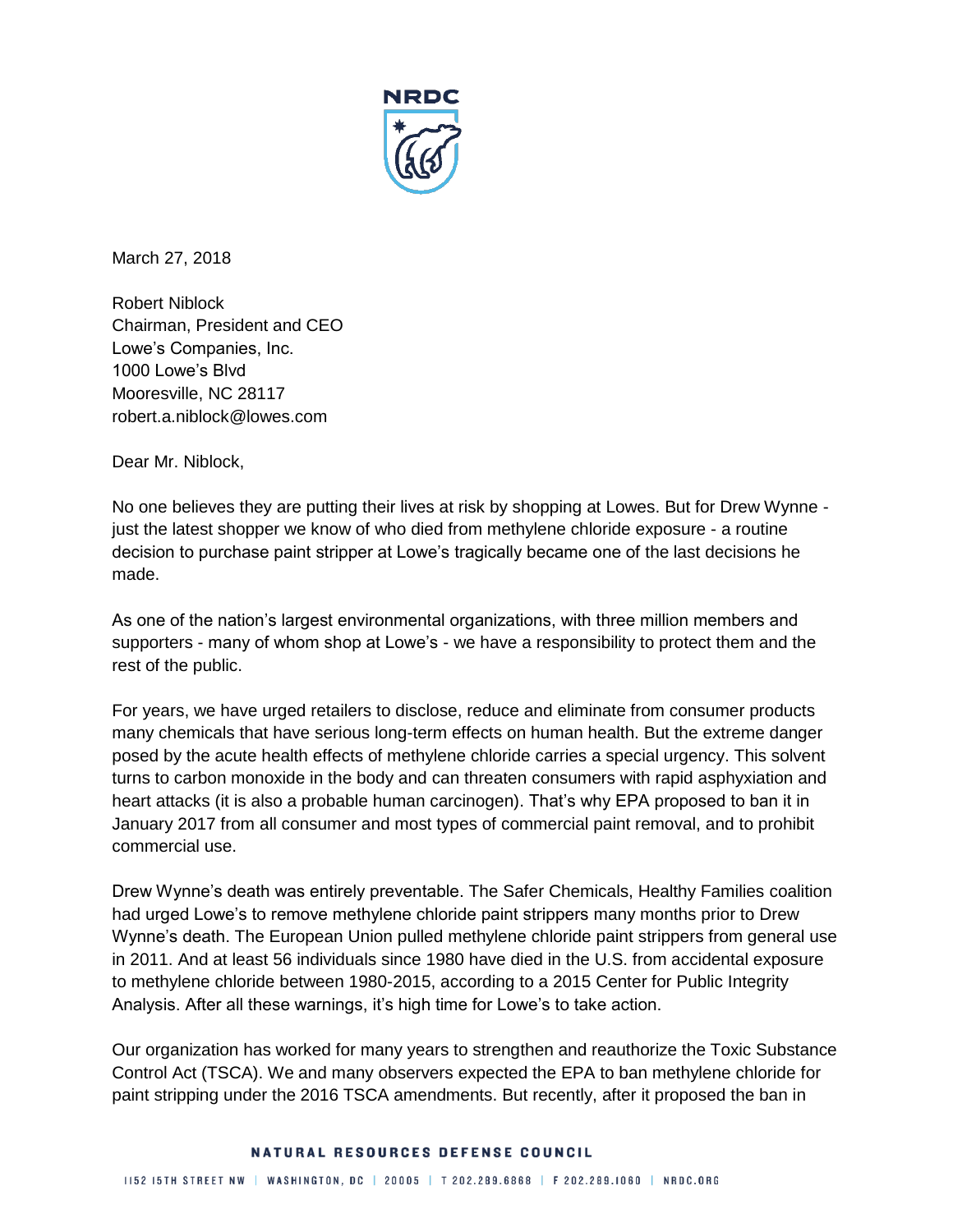NRDC

March 27, 2018

Robert Niblock
Chairman, President and CEO
Lowe's Companies, Inc.
1000 Lowe's Blvd
Mooresville, NC 28117
robert.a.niblock@lowes.com

Dear Mr. Niblock,

No one believes they are putting their lives at risk by shopping at Lowes. But for Drew Wynne - just the latest shopper we know of who died from methylene chloride exposure - a routine decision to purchase paint stripper at Lowe's tragically became one of the last decisions he made.

As one of the nation's largest environmental organizations, with three million members and supporters - many of whom shop at Lowe's - we have a responsibility to protect them and the rest of the public.

For years, we have urged retailers to disclose, reduce and eliminate from consumer products many chemicals that have serious long-term effects on human health. But the extreme danger posed by the acute health effects of methylene chloride carries a special urgency. This solvent turns to carbon monoxide in the body and can threaten consumers with rapid asphyxiation and heart attacks (it is also a probable human carcinogen). That's why EPA proposed to ban it in January 2017 from all consumer and most types of commercial paint removal, and to prohibit commercial use.

Drew Wynne's death was entirely preventable. The Safer Chemicals, Healthy Families coalition had urged Lowe's to remove methylene chloride paint strippers many months prior to Drew Wynne's death. The European Union pulled methylene chloride paint strippers from general use in 2011. And at least 56 individuals since 1980 have died in the U.S. from accidental exposure to methylene chloride between 1980-2015, according to a 2015 Center for Public Integrity Analysis. After all these warnings, it's high time for Lowe's to take action.

Our organization has worked for many years to strengthen and reauthorize the Toxic Substance Control Act (TSCA). We and many observers expected the EPA to ban methylene chloride for paint stripping under the 2016 TSCA amendments. But recently, after it proposed the ban in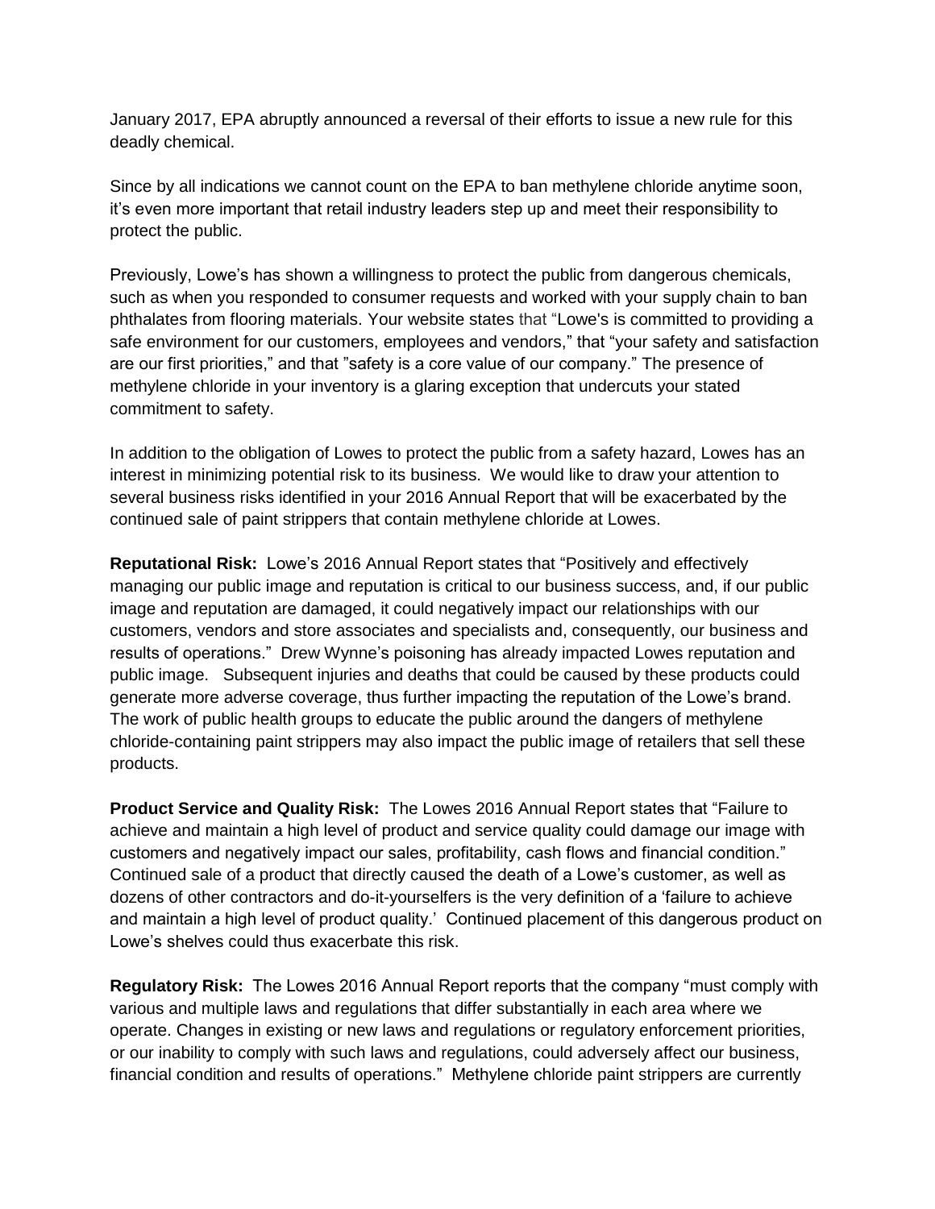January 2017, EPA abruptly announced a reversal of their efforts to issue a new rule for this deadly chemical.

Since by all indications we cannot count on the EPA to ban methylene chloride anytime soon, it's even more important that retail industry leaders step up and meet their responsibility to protect the public.

Previously, Lowe's has shown a willingness to protect the public from dangerous chemicals, such as when you responded to consumer requests and worked with your supply chain to ban phthalates from flooring materials. Your website states that "Lowe's is committed to providing a safe environment for our customers, employees and vendors," that "your safety and satisfaction are our first priorities," and that "safety is a core value of our company." The presence of methylene chloride in your inventory is a glaring exception that undercuts your stated commitment to safety.

In addition to the obligation of Lowes to protect the public from a safety hazard, Lowes has an interest in minimizing potential risk to its business. We would like to draw your attention to several business risks identified in your 2016 Annual Report that will be exacerbated by the continued sale of paint strippers that contain methylene chloride at Lowes.

**Reputational Risk:** Lowe's 2016 Annual Report states that "Positively and effectively managing our public image and reputation is critical to our business success, and, if our public image and reputation are damaged, it could negatively impact our relationships with our customers, vendors and store associates and specialists and, consequently, our business and results of operations." Drew Wynne's poisoning has already impacted Lowes reputation and public image. Subsequent injuries and deaths that could be caused by these products could generate more adverse coverage, thus further impacting the reputation of the Lowe's brand. The work of public health groups to educate the public around the dangers of methylene chloride-containing paint strippers may also impact the public image of retailers that sell these products.

**Product Service and Quality Risk:** The Lowes 2016 Annual Report states that "Failure to achieve and maintain a high level of product and service quality could damage our image with customers and negatively impact our sales, profitability, cash flows and financial condition." Continued sale of a product that directly caused the death of a Lowe's customer, as well as dozens of other contractors and do-it-yourselfers is the very definition of a 'failure to achieve and maintain a high level of product quality.' Continued placement of this dangerous product on Lowe's shelves could thus exacerbate this risk.

**Regulatory Risk:** The Lowes 2016 Annual Report reports that the company "must comply with various and multiple laws and regulations that differ substantially in each area where we operate. Changes in existing or new laws and regulations or regulatory enforcement priorities, or our inability to comply with such laws and regulations, could adversely affect our business, financial condition and results of operations." Methylene chloride paint strippers are currently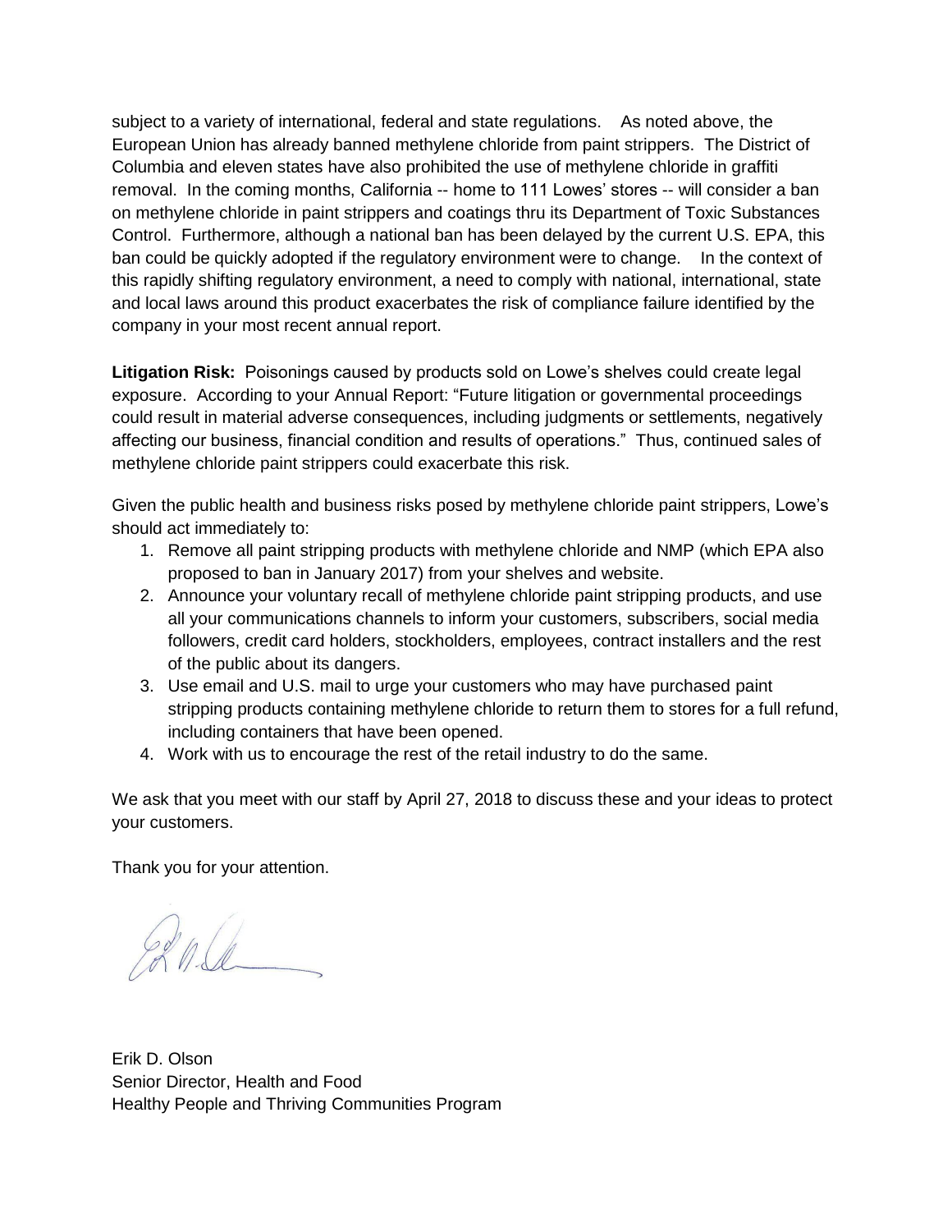subject to a variety of international, federal and state regulations. As noted above, the European Union has already banned methylene chloride from paint strippers. The District of Columbia and eleven states have also prohibited the use of methylene chloride in graffiti removal. In the coming months, California -- home to 111 Lowes' stores -- will consider a ban on methylene chloride in paint strippers and coatings thru its Department of Toxic Substances Control. Furthermore, although a national ban has been delayed by the current U.S. EPA, this ban could be quickly adopted if the regulatory environment were to change. In the context of this rapidly shifting regulatory environment, a need to comply with national, international, state and local laws around this product exacerbates the risk of compliance failure identified by the company in your most recent annual report.

**Litigation Risk:** Poisonings caused by products sold on Lowe's shelves could create legal exposure. According to your Annual Report: "Future litigation or governmental proceedings could result in material adverse consequences, including judgments or settlements, negatively affecting our business, financial condition and results of operations." Thus, continued sales of methylene chloride paint strippers could exacerbate this risk.

Given the public health and business risks posed by methylene chloride paint strippers, Lowe's should act immediately to:

1. Remove all paint stripping products with methylene chloride and NMP (which EPA also proposed to ban in January 2017) from your shelves and website.
2. Announce your voluntary recall of methylene chloride paint stripping products, and use all your communications channels to inform your customers, subscribers, social media followers, credit card holders, stockholders, employees, contract installers and the rest of the public about its dangers.
3. Use email and U.S. mail to urge your customers who may have purchased paint stripping products containing methylene chloride to return them to stores for a full refund, including containers that have been opened.
4. Work with us to encourage the rest of the retail industry to do the same.

We ask that you meet with our staff by April 27, 2018 to discuss these and your ideas to protect your customers.

Thank you for your attention.

Erik D. Olson
Senior Director, Health and Food
Healthy People and Thriving Communities Program